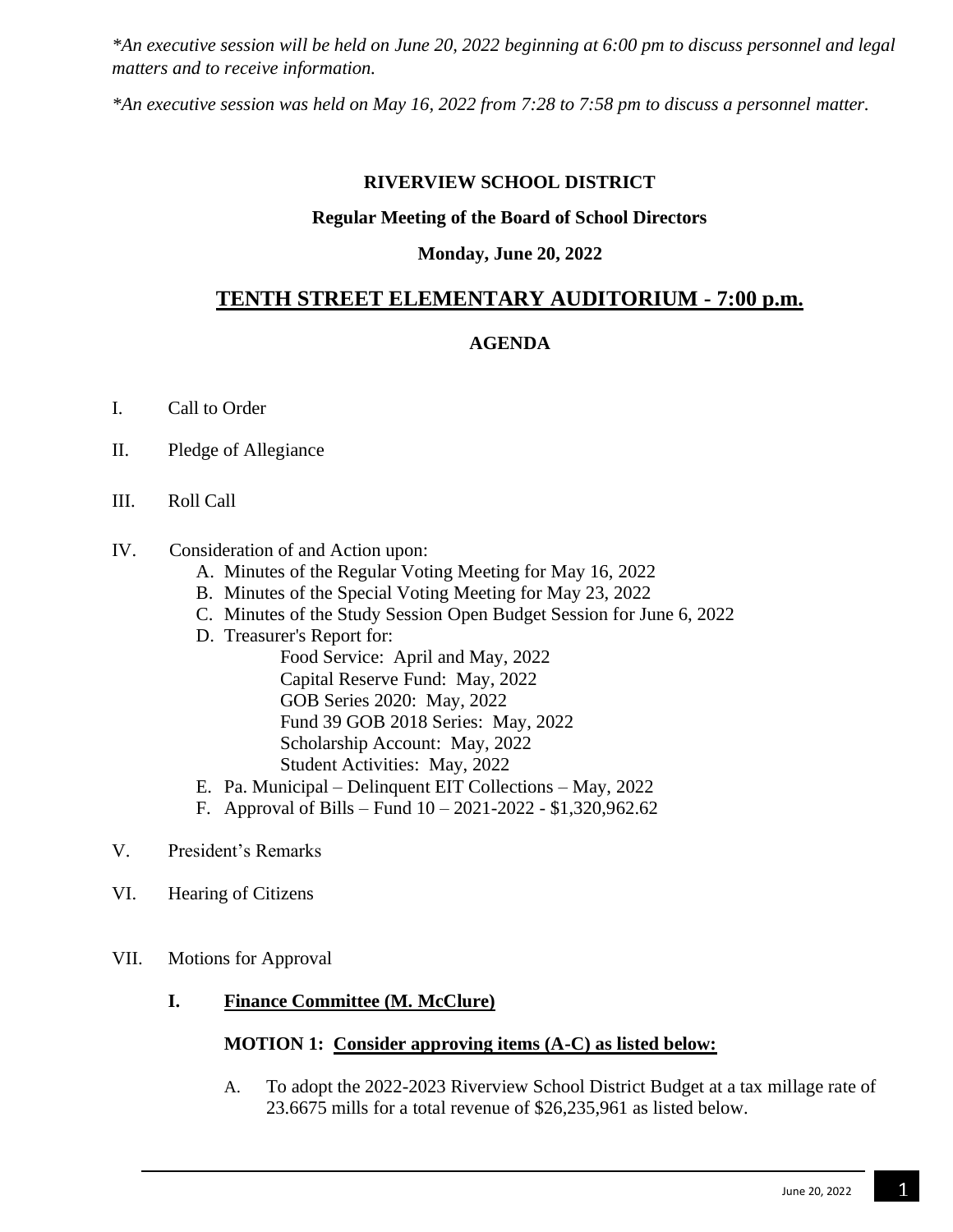*\*An executive session will be held on June 20, 2022 beginning at 6:00 pm to discuss personnel and legal matters and to receive information.*

*\*An executive session was held on May 16, 2022 from 7:28 to 7:58 pm to discuss a personnel matter.*

**RIVERVIEW SCHOOL DISTRICT**

**Regular Meeting of the Board of School Directors**

**Monday, June 20, 2022**

## TENTH STREET ELEMENTARY AUDITORIUM - 7:00 p.m.

**AGENDA**

I. Call to Order

II. Pledge of Allegiance

III. Roll Call

IV. Consideration of and Action upon:

A. Minutes of the Regular Voting Meeting for May 16, 2022
B. Minutes of the Special Voting Meeting for May 23, 2022
C. Minutes of the Study Session Open Budget Session for June 6, 2022
D. Treasurer's Report for:
   - Food Service: April and May, 2022
   - Capital Reserve Fund: May, 2022
   - GOB Series 2020: May, 2022
   - Fund 39 GOB 2018 Series: May, 2022
   - Scholarship Account: May, 2022
   - Student Activities: May, 2022
E. Pa. Municipal – Delinquent EIT Collections – May, 2022
F. Approval of Bills – Fund 10 – 2021-2022 - $1,320,962.62

V. President's Remarks

VI. Hearing of Citizens

VII. Motions for Approval

**I. Finance Committee (M. McClure)**

**MOTION 1: Consider approving items (A-C) as listed below:**

A. To adopt the 2022-2023 Riverview School District Budget at a tax millage rate of 23.6675 mills for a total revenue of $26,235,961 as listed below.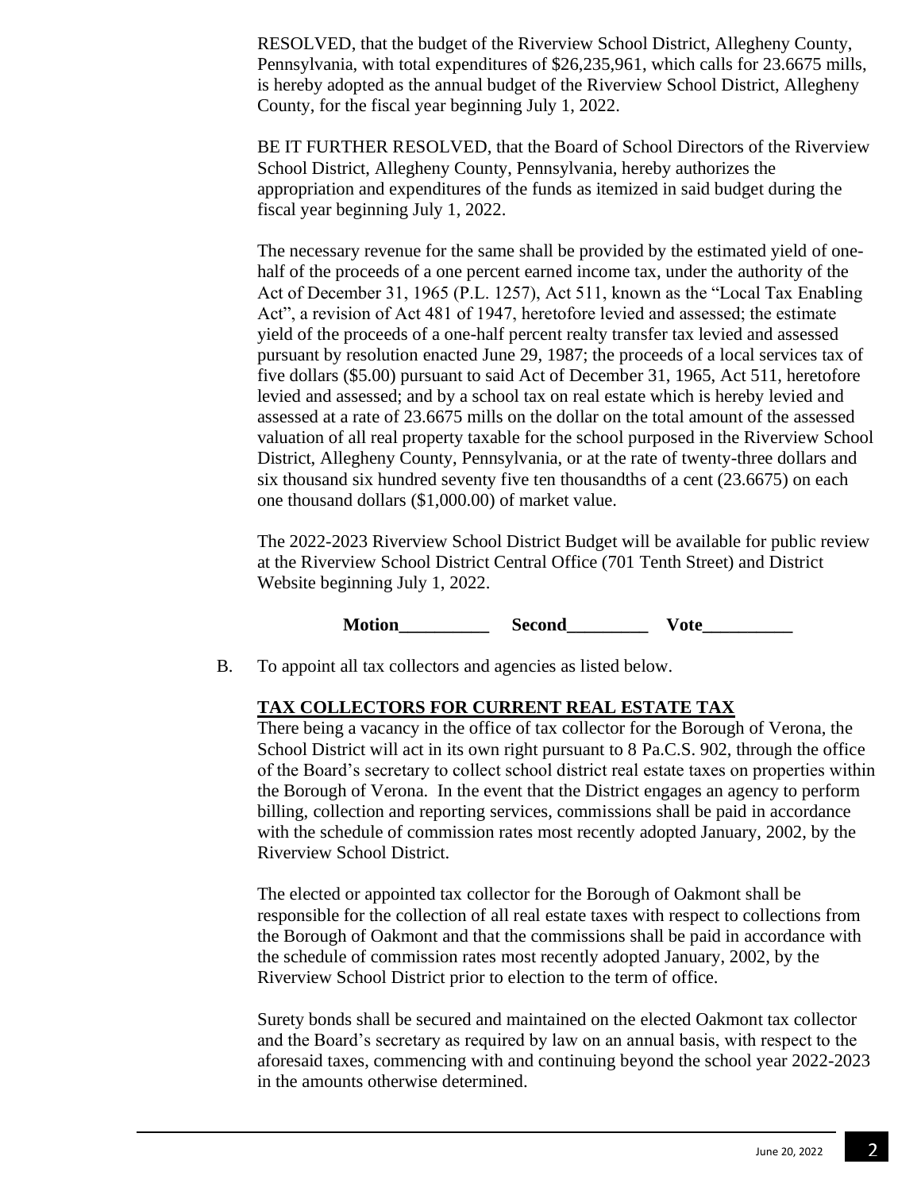RESOLVED, that the budget of the Riverview School District, Allegheny County, Pennsylvania, with total expenditures of $26,235,961, which calls for 23.6675 mills, is hereby adopted as the annual budget of the Riverview School District, Allegheny County, for the fiscal year beginning July 1, 2022.

BE IT FURTHER RESOLVED, that the Board of School Directors of the Riverview School District, Allegheny County, Pennsylvania, hereby authorizes the appropriation and expenditures of the funds as itemized in said budget during the fiscal year beginning July 1, 2022.

The necessary revenue for the same shall be provided by the estimated yield of one-half of the proceeds of a one percent earned income tax, under the authority of the Act of December 31, 1965 (P.L. 1257), Act 511, known as the "Local Tax Enabling Act", a revision of Act 481 of 1947, heretofore levied and assessed; the estimate yield of the proceeds of a one-half percent realty transfer tax levied and assessed pursuant by resolution enacted June 29, 1987; the proceeds of a local services tax of five dollars ($5.00) pursuant to said Act of December 31, 1965, Act 511, heretofore levied and assessed; and by a school tax on real estate which is hereby levied and assessed at a rate of 23.6675 mills on the dollar on the total amount of the assessed valuation of all real property taxable for the school purposed in the Riverview School District, Allegheny County, Pennsylvania, or at the rate of twenty-three dollars and six thousand six hundred seventy five ten thousandths of a cent (23.6675) on each one thousand dollars ($1,000.00) of market value.

The 2022-2023 Riverview School District Budget will be available for public review at the Riverview School District Central Office (701 Tenth Street) and District Website beginning July 1, 2022.

**Motion__________ Second_________ Vote__________**

B. To appoint all tax collectors and agencies as listed below.

**TAX COLLECTORS FOR CURRENT REAL ESTATE TAX**

There being a vacancy in the office of tax collector for the Borough of Verona, the School District will act in its own right pursuant to 8 Pa.C.S. 902, through the office of the Board's secretary to collect school district real estate taxes on properties within the Borough of Verona. In the event that the District engages an agency to perform billing, collection and reporting services, commissions shall be paid in accordance with the schedule of commission rates most recently adopted January, 2002, by the Riverview School District.

The elected or appointed tax collector for the Borough of Oakmont shall be responsible for the collection of all real estate taxes with respect to collections from the Borough of Oakmont and that the commissions shall be paid in accordance with the schedule of commission rates most recently adopted January, 2002, by the Riverview School District prior to election to the term of office.

Surety bonds shall be secured and maintained on the elected Oakmont tax collector and the Board's secretary as required by law on an annual basis, with respect to the aforesaid taxes, commencing with and continuing beyond the school year 2022-2023 in the amounts otherwise determined.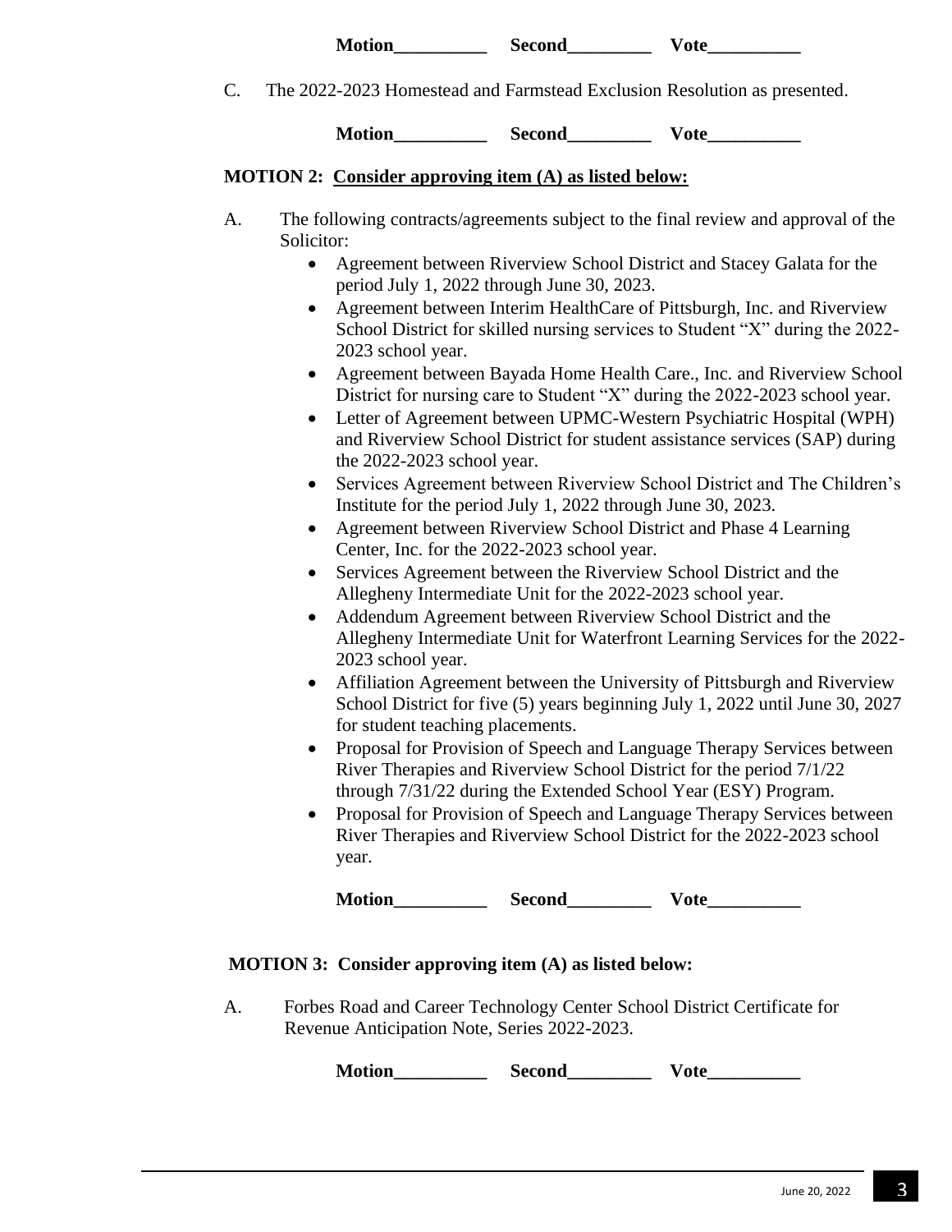**Motion__________ Second_________ Vote__________**

C. The 2022-2023 Homestead and Farmstead Exclusion Resolution as presented.

**Motion__________ Second_________ Vote__________**

**MOTION 2: <u>Consider approving item (A) as listed below:</u>**

A. The following contracts/agreements subject to the final review and approval of the Solicitor:

- Agreement between Riverview School District and Stacey Galata for the period July 1, 2022 through June 30, 2023.
- Agreement between Interim HealthCare of Pittsburgh, Inc. and Riverview School District for skilled nursing services to Student "X" during the 2022-2023 school year.
- Agreement between Bayada Home Health Care., Inc. and Riverview School District for nursing care to Student "X" during the 2022-2023 school year.
- Letter of Agreement between UPMC-Western Psychiatric Hospital (WPH) and Riverview School District for student assistance services (SAP) during the 2022-2023 school year.
- Services Agreement between Riverview School District and The Children's Institute for the period July 1, 2022 through June 30, 2023.
- Agreement between Riverview School District and Phase 4 Learning Center, Inc. for the 2022-2023 school year.
- Services Agreement between the Riverview School District and the Allegheny Intermediate Unit for the 2022-2023 school year.
- Addendum Agreement between Riverview School District and the Allegheny Intermediate Unit for Waterfront Learning Services for the 2022-2023 school year.
- Affiliation Agreement between the University of Pittsburgh and Riverview School District for five (5) years beginning July 1, 2022 until June 30, 2027 for student teaching placements.
- Proposal for Provision of Speech and Language Therapy Services between River Therapies and Riverview School District for the period 7/1/22 through 7/31/22 during the Extended School Year (ESY) Program.
- Proposal for Provision of Speech and Language Therapy Services between River Therapies and Riverview School District for the 2022-2023 school year.

**Motion__________ Second_________ Vote__________**

**MOTION 3: Consider approving item (A) as listed below:**

A. Forbes Road and Career Technology Center School District Certificate for Revenue Anticipation Note, Series 2022-2023.

**Motion__________ Second_________ Vote__________**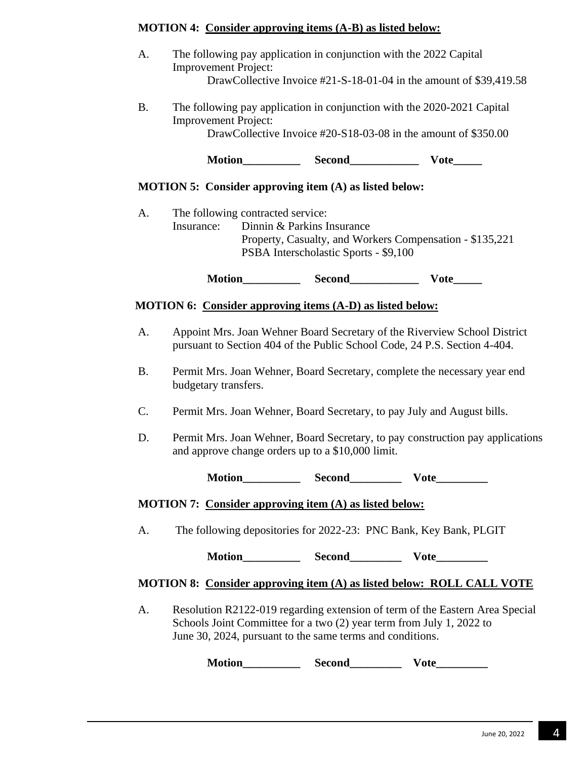**MOTION 4: <u>Consider approving items (A-B) as listed below:</u>**

A. The following pay application in conjunction with the 2022 Capital Improvement Project:
   DrawCollective Invoice #21-S-18-01-04 in the amount of $39,419.58

B. The following pay application in conjunction with the 2020-2021 Capital Improvement Project:
   DrawCollective Invoice #20-S18-03-08 in the amount of $350.00

**Motion__________ Second____________ Vote_____**

**MOTION 5: Consider approving item (A) as listed below:**

A. The following contracted service:
   Insurance: Dinnin & Parkins Insurance
   Property, Casualty, and Workers Compensation - $135,221
   PSBA Interscholastic Sports - $9,100

**Motion__________ Second____________ Vote_____**

**MOTION 6: <u>Consider approving items (A-D) as listed below:</u>**

A. Appoint Mrs. Joan Wehner Board Secretary of the Riverview School District pursuant to Section 404 of the Public School Code, 24 P.S. Section 4-404.

B. Permit Mrs. Joan Wehner, Board Secretary, complete the necessary year end budgetary transfers.

C. Permit Mrs. Joan Wehner, Board Secretary, to pay July and August bills.

D. Permit Mrs. Joan Wehner, Board Secretary, to pay construction pay applications and approve change orders up to a $10,000 limit.

**Motion__________ Second_________ Vote_________**

**MOTION 7: <u>Consider approving item (A) as listed below:</u>**

A. The following depositories for 2022-23: PNC Bank, Key Bank, PLGIT

**Motion__________ Second_________ Vote_________**

**MOTION 8: <u>Consider approving item (A) as listed below: ROLL CALL VOTE</u>**

A. Resolution R2122-019 regarding extension of term of the Eastern Area Special Schools Joint Committee for a two (2) year term from July 1, 2022 to June 30, 2024, pursuant to the same terms and conditions.

**Motion__________ Second_________ Vote_________**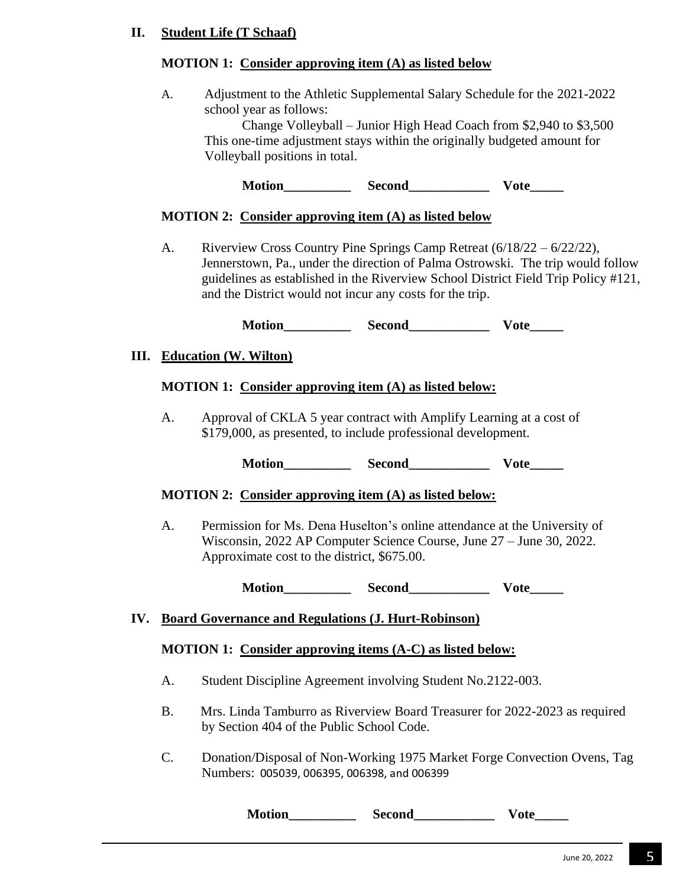## II. Student Life (T Schaaf)

**MOTION 1: Consider approving item (A) as listed below**

A. Adjustment to the Athletic Supplemental Salary Schedule for the 2021-2022 school year as follows:
   Change Volleyball – Junior High Head Coach from $2,940 to $3,500
   This one-time adjustment stays within the originally budgeted amount for Volleyball positions in total.

**Motion__________ Second____________ Vote_____**

**MOTION 2: Consider approving item (A) as listed below**

A. Riverview Cross Country Pine Springs Camp Retreat (6/18/22 – 6/22/22), Jennerstown, Pa., under the direction of Palma Ostrowski. The trip would follow guidelines as established in the Riverview School District Field Trip Policy #121, and the District would not incur any costs for the trip.

**Motion__________ Second____________ Vote_____**

## III. Education (W. Wilton)

**MOTION 1: Consider approving item (A) as listed below:**

A. Approval of CKLA 5 year contract with Amplify Learning at a cost of $179,000, as presented, to include professional development.

**Motion__________ Second____________ Vote_____**

**MOTION 2: Consider approving item (A) as listed below:**

A. Permission for Ms. Dena Huselton's online attendance at the University of Wisconsin, 2022 AP Computer Science Course, June 27 – June 30, 2022. Approximate cost to the district, $675.00.

**Motion__________ Second____________ Vote_____**

## IV. Board Governance and Regulations (J. Hurt-Robinson)

**MOTION 1: Consider approving items (A-C) as listed below:**

A. Student Discipline Agreement involving Student No.2122-003.

B. Mrs. Linda Tamburro as Riverview Board Treasurer for 2022-2023 as required by Section 404 of the Public School Code.

C. Donation/Disposal of Non-Working 1975 Market Forge Convection Ovens, Tag Numbers: 005039, 006395, 006398, and 006399

**Motion__________ Second____________ Vote_____**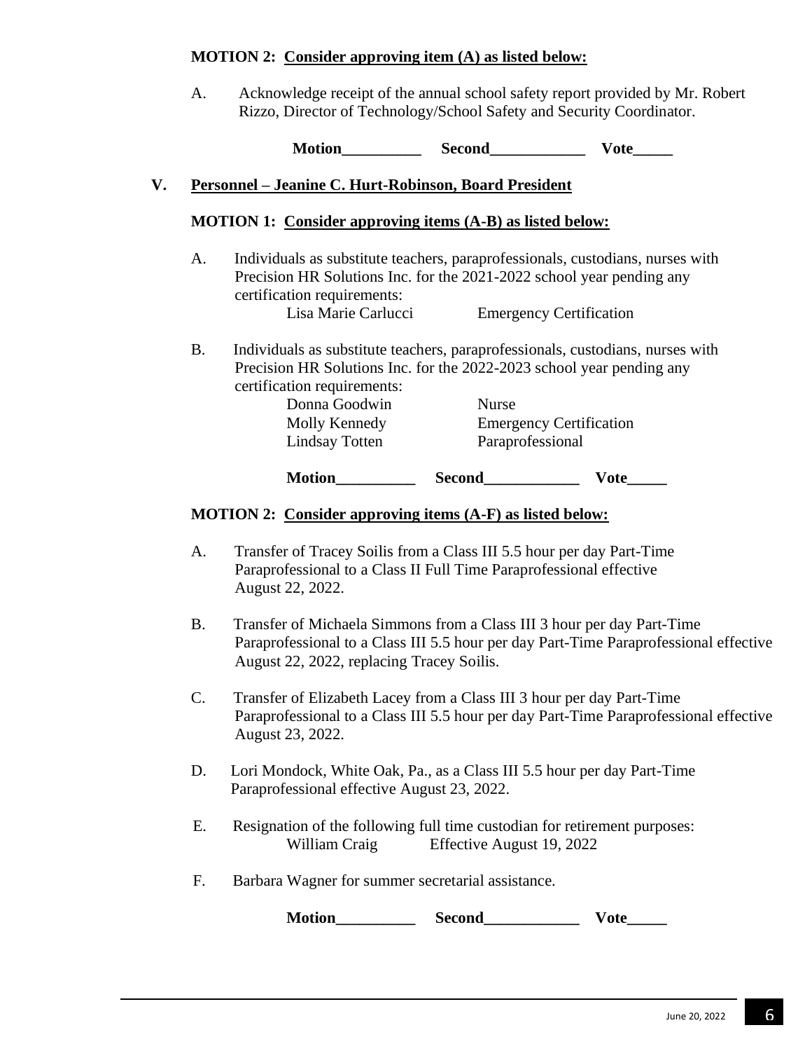**MOTION 2: Consider approving item (A) as listed below:**

A. Acknowledge receipt of the annual school safety report provided by Mr. Robert Rizzo, Director of Technology/School Safety and Security Coordinator.

**Motion__________ Second____________ Vote_____**

## V. Personnel – Jeanine C. Hurt-Robinson, Board President

**MOTION 1: Consider approving items (A-B) as listed below:**

A. Individuals as substitute teachers, paraprofessionals, custodians, nurses with Precision HR Solutions Inc. for the 2021-2022 school year pending any certification requirements:

| | |
|---|---|
| Lisa Marie Carlucci | Emergency Certification |

B. Individuals as substitute teachers, paraprofessionals, custodians, nurses with Precision HR Solutions Inc. for the 2022-2023 school year pending any certification requirements:

| | |
|---|---|
| Donna Goodwin | Nurse |
| Molly Kennedy | Emergency Certification |
| Lindsay Totten | Paraprofessional |

**Motion__________ Second____________ Vote_____**

**MOTION 2: Consider approving items (A-F) as listed below:**

A. Transfer of Tracey Soilis from a Class III 5.5 hour per day Part-Time Paraprofessional to a Class II Full Time Paraprofessional effective August 22, 2022.

B. Transfer of Michaela Simmons from a Class III 3 hour per day Part-Time Paraprofessional to a Class III 5.5 hour per day Part-Time Paraprofessional effective August 22, 2022, replacing Tracey Soilis.

C. Transfer of Elizabeth Lacey from a Class III 3 hour per day Part-Time Paraprofessional to a Class III 5.5 hour per day Part-Time Paraprofessional effective August 23, 2022.

D. Lori Mondock, White Oak, Pa., as a Class III 5.5 hour per day Part-Time Paraprofessional effective August 23, 2022.

E. Resignation of the following full time custodian for retirement purposes:

| | |
|---|---|
| William Craig | Effective August 19, 2022 |

F. Barbara Wagner for summer secretarial assistance.

**Motion__________ Second____________ Vote_____**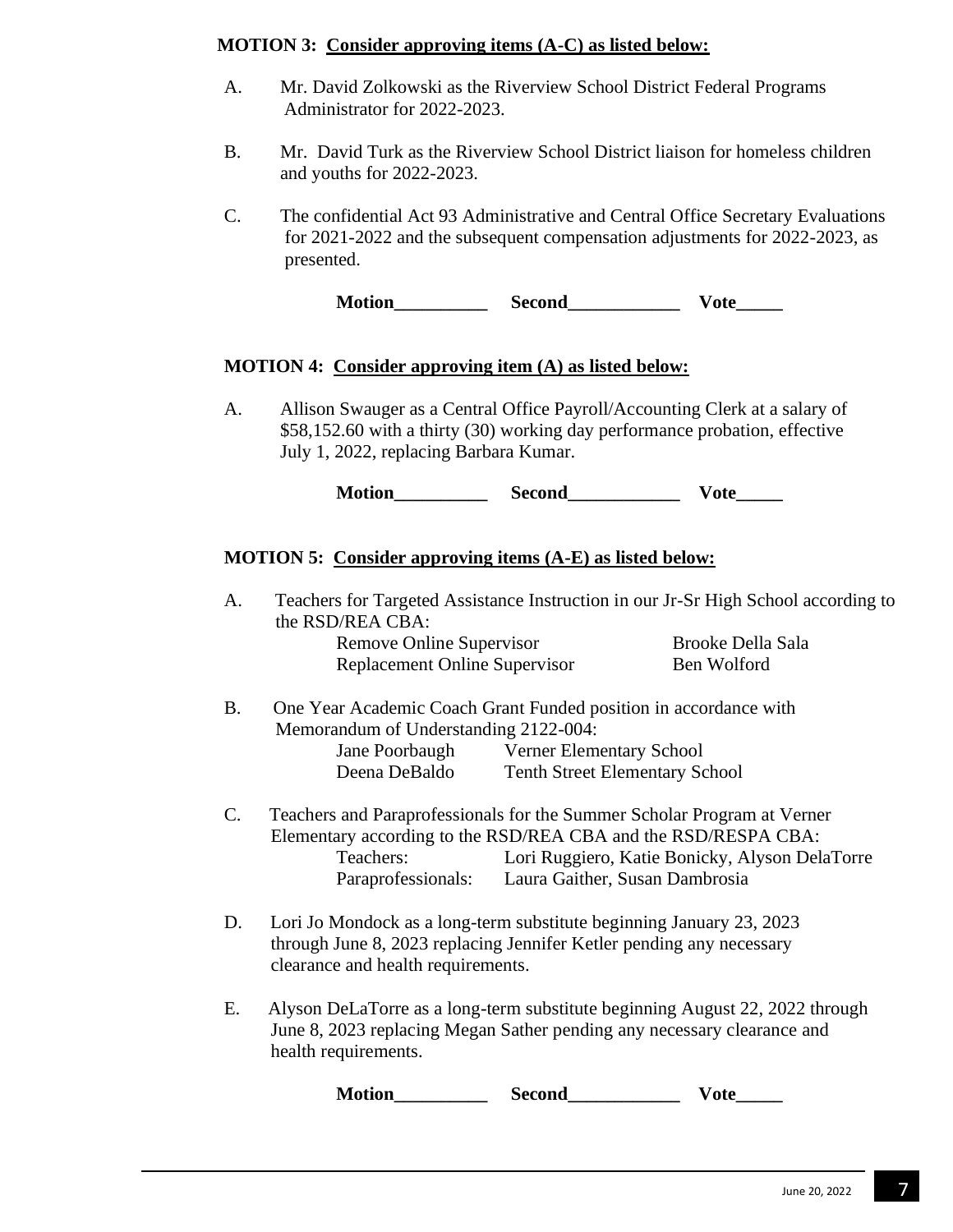**MOTION 3: Consider approving items (A-C) as listed below:**

A. Mr. David Zolkowski as the Riverview School District Federal Programs Administrator for 2022-2023.

B. Mr. David Turk as the Riverview School District liaison for homeless children and youths for 2022-2023.

C. The confidential Act 93 Administrative and Central Office Secretary Evaluations for 2021-2022 and the subsequent compensation adjustments for 2022-2023, as presented.

**Motion__________ Second____________ Vote_____**

**MOTION 4: Consider approving item (A) as listed below:**

A. Allison Swauger as a Central Office Payroll/Accounting Clerk at a salary of $58,152.60 with a thirty (30) working day performance probation, effective July 1, 2022, replacing Barbara Kumar.

**Motion__________ Second____________ Vote_____**

**MOTION 5: Consider approving items (A-E) as listed below:**

A. Teachers for Targeted Assistance Instruction in our Jr-Sr High School according to the RSD/REA CBA:

| | |
|---|---|
| Remove Online Supervisor | Brooke Della Sala |
| Replacement Online Supervisor | Ben Wolford |

B. One Year Academic Coach Grant Funded position in accordance with Memorandum of Understanding 2122-004:

| | |
|---|---|
| Jane Poorbaugh | Verner Elementary School |
| Deena DeBaldo | Tenth Street Elementary School |

C. Teachers and Paraprofessionals for the Summer Scholar Program at Verner Elementary according to the RSD/REA CBA and the RSD/RESPA CBA:

| | |
|---|---|
| Teachers: | Lori Ruggiero, Katie Bonicky, Alyson DelaTorre |
| Paraprofessionals: | Laura Gaither, Susan Dambrosia |

D. Lori Jo Mondock as a long-term substitute beginning January 23, 2023 through June 8, 2023 replacing Jennifer Ketler pending any necessary clearance and health requirements.

E. Alyson DeLaTorre as a long-term substitute beginning August 22, 2022 through June 8, 2023 replacing Megan Sather pending any necessary clearance and health requirements.

**Motion__________ Second____________ Vote_____**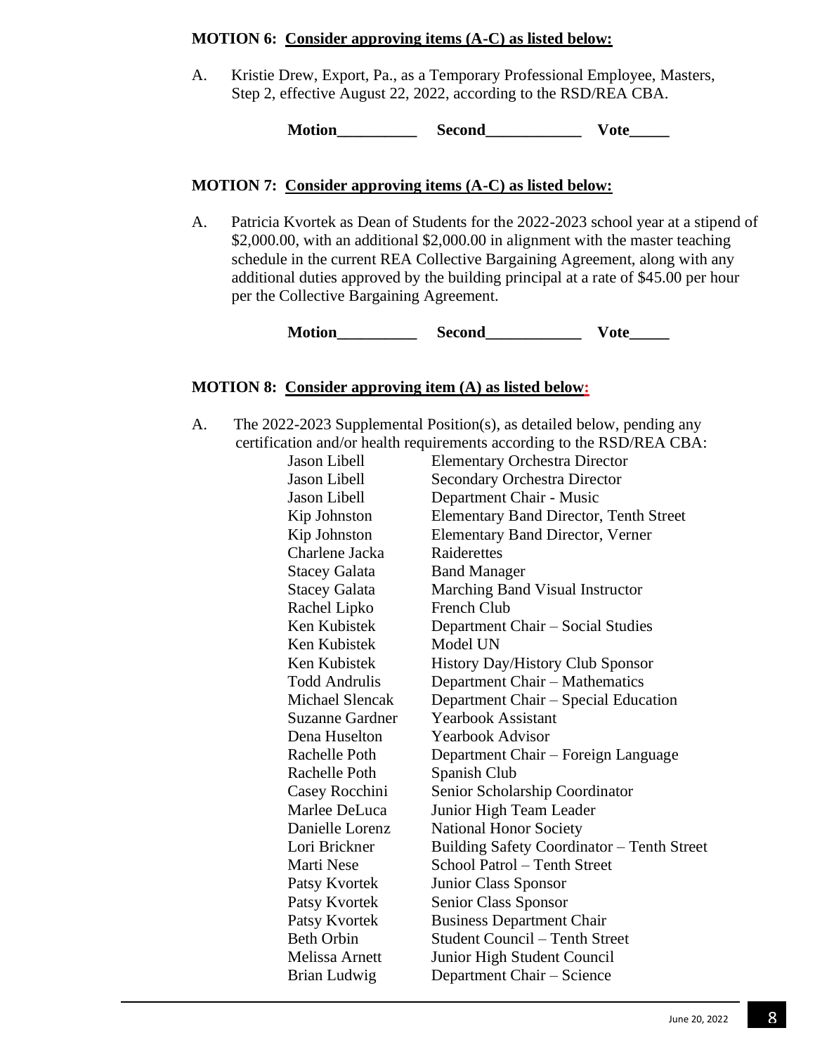**MOTION 6: Consider approving items (A-C) as listed below:**

A. Kristie Drew, Export, Pa., as a Temporary Professional Employee, Masters, Step 2, effective August 22, 2022, according to the RSD/REA CBA.

**Motion__________ Second____________ Vote_____**

**MOTION 7: Consider approving items (A-C) as listed below:**

A. Patricia Kvortek as Dean of Students for the 2022-2023 school year at a stipend of $2,000.00, with an additional $2,000.00 in alignment with the master teaching schedule in the current REA Collective Bargaining Agreement, along with any additional duties approved by the building principal at a rate of $45.00 per hour per the Collective Bargaining Agreement.

**Motion__________ Second____________ Vote_____**

**MOTION 8: Consider approving item (A) as listed below:**

A. The 2022-2023 Supplemental Position(s), as detailed below, pending any certification and/or health requirements according to the RSD/REA CBA:

| | |
|---|---|
| Jason Libell | Elementary Orchestra Director |
| Jason Libell | Secondary Orchestra Director |
| Jason Libell | Department Chair - Music |
| Kip Johnston | Elementary Band Director, Tenth Street |
| Kip Johnston | Elementary Band Director, Verner |
| Charlene Jacka | Raiderettes |
| Stacey Galata | Band Manager |
| Stacey Galata | Marching Band Visual Instructor |
| Rachel Lipko | French Club |
| Ken Kubistek | Department Chair – Social Studies |
| Ken Kubistek | Model UN |
| Ken Kubistek | History Day/History Club Sponsor |
| Todd Andrulis | Department Chair – Mathematics |
| Michael Slencak | Department Chair – Special Education |
| Suzanne Gardner | Yearbook Assistant |
| Dena Huselton | Yearbook Advisor |
| Rachelle Poth | Department Chair – Foreign Language |
| Rachelle Poth | Spanish Club |
| Casey Rocchini | Senior Scholarship Coordinator |
| Marlee DeLuca | Junior High Team Leader |
| Danielle Lorenz | National Honor Society |
| Lori Brickner | Building Safety Coordinator – Tenth Street |
| Marti Nese | School Patrol – Tenth Street |
| Patsy Kvortek | Junior Class Sponsor |
| Patsy Kvortek | Senior Class Sponsor |
| Patsy Kvortek | Business Department Chair |
| Beth Orbin | Student Council – Tenth Street |
| Melissa Arnett | Junior High Student Council |
| Brian Ludwig | Department Chair – Science |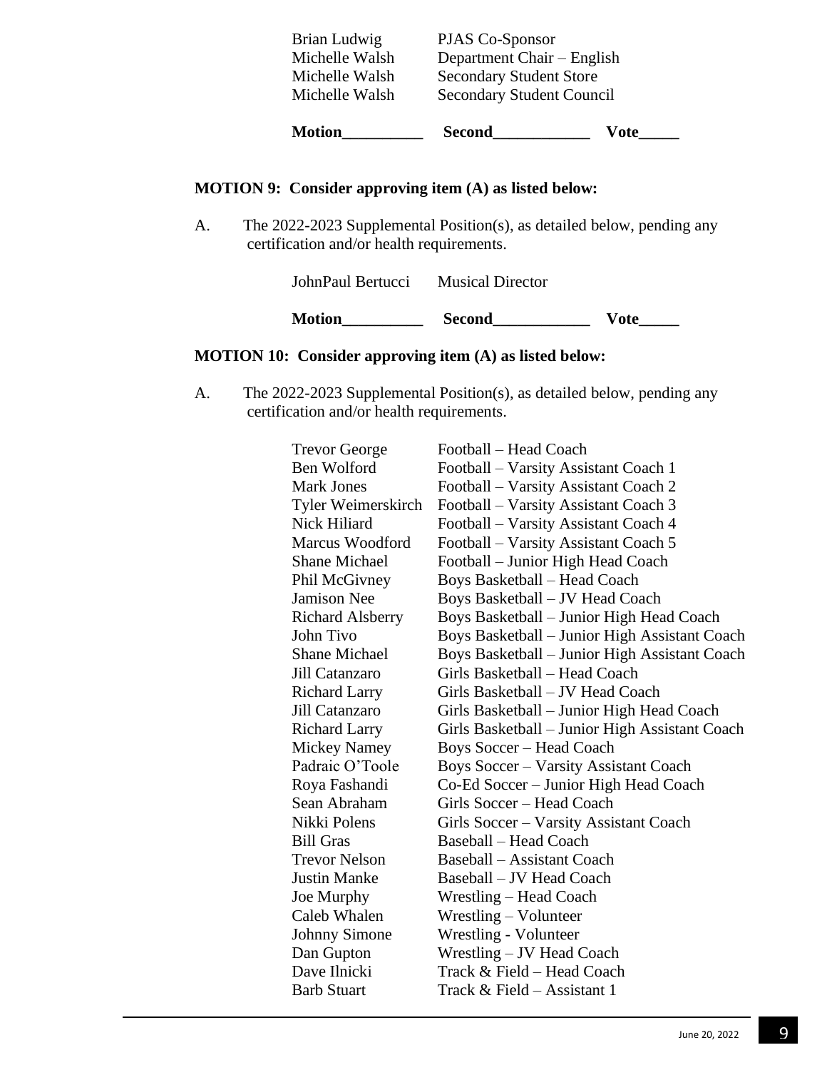| | |
|---|---|
| Brian Ludwig | PJAS Co-Sponsor |
| Michelle Walsh | Department Chair – English |
| Michelle Walsh | Secondary Student Store |
| Michelle Walsh | Secondary Student Council |

**Motion__________ Second____________ Vote_____**

**MOTION 9: Consider approving item (A) as listed below:**

A. The 2022-2023 Supplemental Position(s), as detailed below, pending any certification and/or health requirements.

| | |
|---|---|
| JohnPaul Bertucci | Musical Director |

**Motion__________ Second____________ Vote_____**

**MOTION 10: Consider approving item (A) as listed below:**

A. The 2022-2023 Supplemental Position(s), as detailed below, pending any certification and/or health requirements.

| | |
|---|---|
| Trevor George | Football – Head Coach |
| Ben Wolford | Football – Varsity Assistant Coach 1 |
| Mark Jones | Football – Varsity Assistant Coach 2 |
| Tyler Weimerskirch | Football – Varsity Assistant Coach 3 |
| Nick Hiliard | Football – Varsity Assistant Coach 4 |
| Marcus Woodford | Football – Varsity Assistant Coach 5 |
| Shane Michael | Football – Junior High Head Coach |
| Phil McGivney | Boys Basketball – Head Coach |
| Jamison Nee | Boys Basketball – JV Head Coach |
| Richard Alsberry | Boys Basketball – Junior High Head Coach |
| John Tivo | Boys Basketball – Junior High Assistant Coach |
| Shane Michael | Boys Basketball – Junior High Assistant Coach |
| Jill Catanzaro | Girls Basketball – Head Coach |
| Richard Larry | Girls Basketball – JV Head Coach |
| Jill Catanzaro | Girls Basketball – Junior High Head Coach |
| Richard Larry | Girls Basketball – Junior High Assistant Coach |
| Mickey Namey | Boys Soccer – Head Coach |
| Padraic O'Toole | Boys Soccer – Varsity Assistant Coach |
| Roya Fashandi | Co-Ed Soccer – Junior High Head Coach |
| Sean Abraham | Girls Soccer – Head Coach |
| Nikki Polens | Girls Soccer – Varsity Assistant Coach |
| Bill Gras | Baseball – Head Coach |
| Trevor Nelson | Baseball – Assistant Coach |
| Justin Manke | Baseball – JV Head Coach |
| Joe Murphy | Wrestling – Head Coach |
| Caleb Whalen | Wrestling – Volunteer |
| Johnny Simone | Wrestling - Volunteer |
| Dan Gupton | Wrestling – JV Head Coach |
| Dave Ilnicki | Track & Field – Head Coach |
| Barb Stuart | Track & Field – Assistant 1 |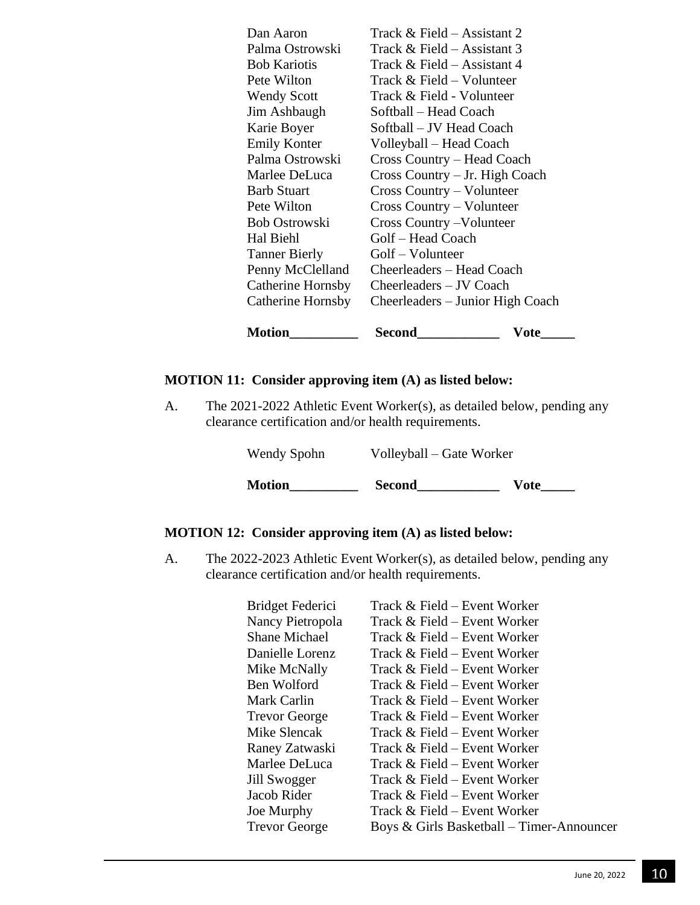| | |
|---|---|
| Dan Aaron | Track & Field – Assistant 2 |
| Palma Ostrowski | Track & Field – Assistant 3 |
| Bob Kariotis | Track & Field – Assistant 4 |
| Pete Wilton | Track & Field – Volunteer |
| Wendy Scott | Track & Field - Volunteer |
| Jim Ashbaugh | Softball – Head Coach |
| Karie Boyer | Softball – JV Head Coach |
| Emily Konter | Volleyball – Head Coach |
| Palma Ostrowski | Cross Country – Head Coach |
| Marlee DeLuca | Cross Country – Jr. High Coach |
| Barb Stuart | Cross Country – Volunteer |
| Pete Wilton | Cross Country – Volunteer |
| Bob Ostrowski | Cross Country –Volunteer |
| Hal Biehl | Golf – Head Coach |
| Tanner Bierly | Golf – Volunteer |
| Penny McClelland | Cheerleaders – Head Coach |
| Catherine Hornsby | Cheerleaders – JV Coach |
| Catherine Hornsby | Cheerleaders – Junior High Coach |

**Motion__________ Second____________ Vote_____**

**MOTION 11: Consider approving item (A) as listed below:**

A. The 2021-2022 Athletic Event Worker(s), as detailed below, pending any clearance certification and/or health requirements.

| | |
|---|---|
| Wendy Spohn | Volleyball – Gate Worker |

**Motion__________ Second____________ Vote_____**

**MOTION 12: Consider approving item (A) as listed below:**

A. The 2022-2023 Athletic Event Worker(s), as detailed below, pending any clearance certification and/or health requirements.

| | |
|---|---|
| Bridget Federici | Track & Field – Event Worker |
| Nancy Pietropola | Track & Field – Event Worker |
| Shane Michael | Track & Field – Event Worker |
| Danielle Lorenz | Track & Field – Event Worker |
| Mike McNally | Track & Field – Event Worker |
| Ben Wolford | Track & Field – Event Worker |
| Mark Carlin | Track & Field – Event Worker |
| Trevor George | Track & Field – Event Worker |
| Mike Slencak | Track & Field – Event Worker |
| Raney Zatwaski | Track & Field – Event Worker |
| Marlee DeLuca | Track & Field – Event Worker |
| Jill Swogger | Track & Field – Event Worker |
| Jacob Rider | Track & Field – Event Worker |
| Joe Murphy | Track & Field – Event Worker |
| Trevor George | Boys & Girls Basketball – Timer-Announcer |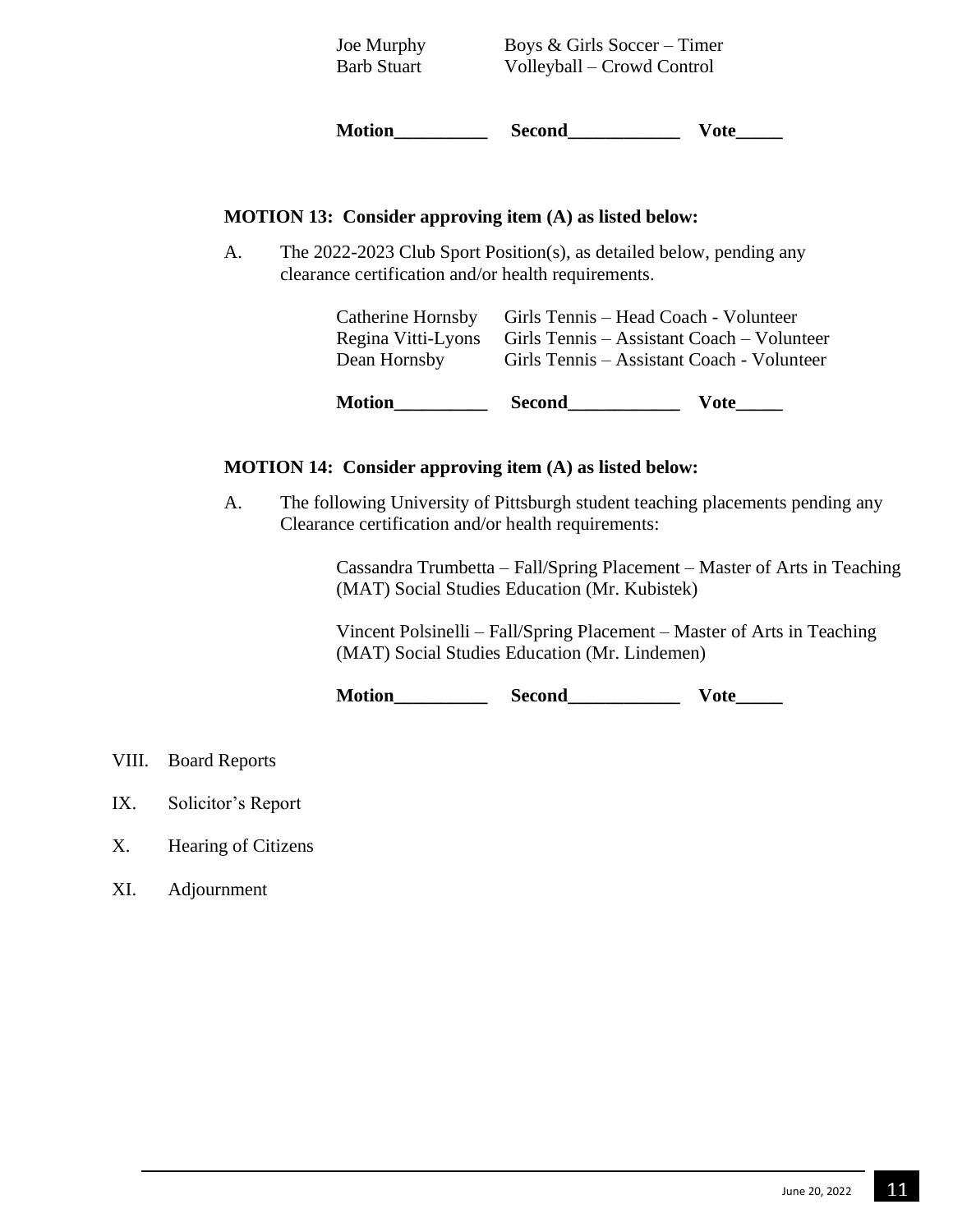| | |
|---|---|
| Joe Murphy | Boys & Girls Soccer – Timer |
| Barb Stuart | Volleyball – Crowd Control |

**Motion__________ Second____________ Vote_____**

**MOTION 13: Consider approving item (A) as listed below:**

A. The 2022-2023 Club Sport Position(s), as detailed below, pending any clearance certification and/or health requirements.

| | |
|---|---|
| Catherine Hornsby | Girls Tennis – Head Coach - Volunteer |
| Regina Vitti-Lyons | Girls Tennis – Assistant Coach – Volunteer |
| Dean Hornsby | Girls Tennis – Assistant Coach - Volunteer |

**Motion__________ Second____________ Vote_____**

**MOTION 14: Consider approving item (A) as listed below:**

A. The following University of Pittsburgh student teaching placements pending any Clearance certification and/or health requirements:

Cassandra Trumbetta – Fall/Spring Placement – Master of Arts in Teaching (MAT) Social Studies Education (Mr. Kubistek)

Vincent Polsinelli – Fall/Spring Placement – Master of Arts in Teaching (MAT) Social Studies Education (Mr. Lindemen)

**Motion__________ Second____________ Vote_____**

VIII. Board Reports

IX. Solicitor's Report

X. Hearing of Citizens

XI. Adjournment